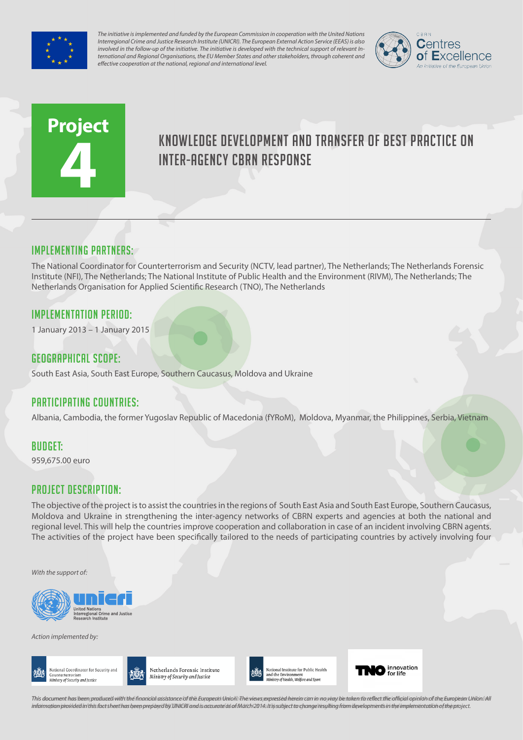*The initiative is implemented and funded by the European Commission in cooperation with the United Nations Interregional Crime and Justice Research Institute (UNICRI). The European External Action Service (EEAS) is also involved in the follow-up of the initiative. The initiative is developed with the technical support of relevant International and Regional Organisations, the EU Member States and other stakeholders, through coherent and effective cooperation at the national, regional and international level.*

CBRN Centres of Excellence
An initiative of the European Union

# Project 4

# KNOWLEDGE DEVELOPMENT AND TRANSFER OF BEST PRACTICE ON INTER-AGENCY CBRN RESPONSE

## IMPLEMENTING PARTNERS:

The National Coordinator for Counterterrorism and Security (NCTV, lead partner), The Netherlands; The Netherlands Forensic Institute (NFI), The Netherlands; The National Institute of Public Health and the Environment (RIVM), The Netherlands; The Netherlands Organisation for Applied Scientific Research (TNO), The Netherlands

## IMPLEMENTATION PERIOD:

1 January 2013 – 1 January 2015

## GEOGRAPHICAL SCOPE:

South East Asia, South East Europe, Southern Caucasus, Moldova and Ukraine

## PARTICIPATING COUNTRIES:

Albania, Cambodia, the former Yugoslav Republic of Macedonia (fYRoM), Moldova, Myanmar, the Philippines, Serbia, Vietnam

## BUDGET:

959,675.00 euro

## PROJECT DESCRIPTION:

The objective of the project is to assist the countries in the regions of South East Asia and South East Europe, Southern Caucasus, Moldova and Ukraine in strengthening the inter-agency networks of CBRN experts and agencies at both the national and regional level. This will help the countries improve cooperation and collaboration in case of an incident involving CBRN agents. The activities of the project have been specifically tailored to the needs of participating countries by actively involving four

*With the support of:*

United Nations Interregional Crime and Justice Research Institute

*Action implemented by:*

National Coordinator for Security and Counterterrorism, *Ministry of Security and Justice*

Netherlands Forensic Institute, *Ministry of Security and Justice*

National Institute for Public Health and the Environment, *Ministry of Health, Welfare and Sport*

TNO innovation for life

*This document has been produced with the financial assistance of the European Union. The views expressed herein can in no way be taken to reflect the official opinion of the European Union. All information provided in this fact sheet has been prepared by UNICRI and is accurate as of March 2014. It is subject to change resulting from developments in the implementation of the project.*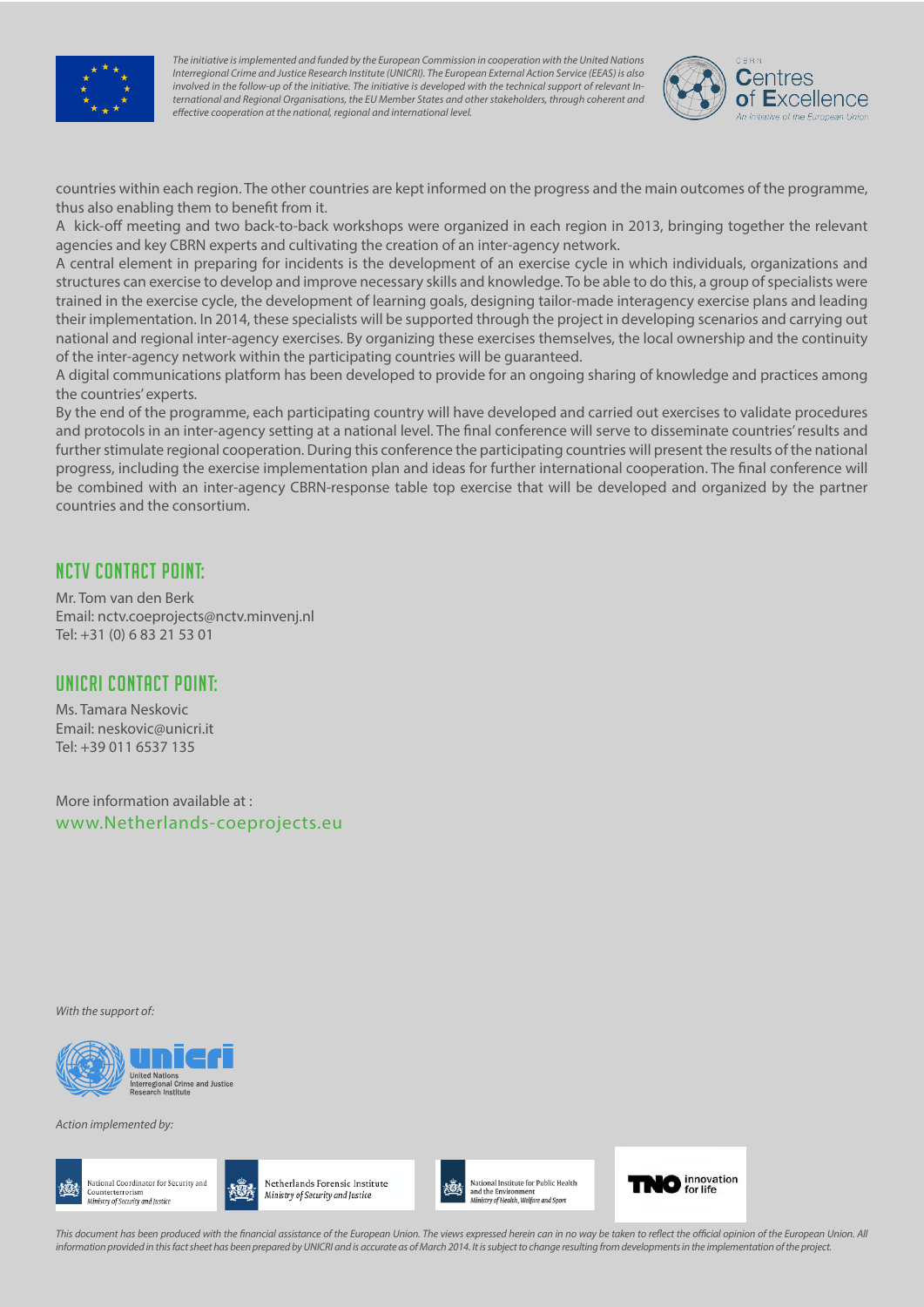*The initiative is implemented and funded by the European Commission in cooperation with the United Nations Interregional Crime and Justice Research Institute (UNICRI). The European External Action Service (EEAS) is also involved in the follow-up of the initiative. The initiative is developed with the technical support of relevant International and Regional Organisations, the EU Member States and other stakeholders, through coherent and effective cooperation at the national, regional and international level.*

CBRN Centres of Excellence
An initiative of the European Union

countries within each region. The other countries are kept informed on the progress and the main outcomes of the programme, thus also enabling them to benefit from it.

A kick-off meeting and two back-to-back workshops were organized in each region in 2013, bringing together the relevant agencies and key CBRN experts and cultivating the creation of an inter-agency network.

A central element in preparing for incidents is the development of an exercise cycle in which individuals, organizations and structures can exercise to develop and improve necessary skills and knowledge. To be able to do this, a group of specialists were trained in the exercise cycle, the development of learning goals, designing tailor-made interagency exercise plans and leading their implementation. In 2014, these specialists will be supported through the project in developing scenarios and carrying out national and regional inter-agency exercises. By organizing these exercises themselves, the local ownership and the continuity of the inter-agency network within the participating countries will be guaranteed.

A digital communications platform has been developed to provide for an ongoing sharing of knowledge and practices among the countries' experts.

By the end of the programme, each participating country will have developed and carried out exercises to validate procedures and protocols in an inter-agency setting at a national level. The final conference will serve to disseminate countries' results and further stimulate regional cooperation. During this conference the participating countries will present the results of the national progress, including the exercise implementation plan and ideas for further international cooperation. The final conference will be combined with an inter-agency CBRN-response table top exercise that will be developed and organized by the partner countries and the consortium.

## NCTV CONTACT POINT:

Mr. Tom van den Berk
Email: nctv.coeprojects@nctv.minvenj.nl
Tel: +31 (0) 6 83 21 53 01

## UNICRI CONTACT POINT:

Ms. Tamara Neskovic
Email: neskovic@unicri.it
Tel: +39 011 6537 135

More information available at :
www.Netherlands-coeprojects.eu

*With the support of:*

unicri — United Nations Interregional Crime and Justice Research Institute

*Action implemented by:*

National Coordinator for Security and Counterterrorism — *Ministry of Security and Justice*

Netherlands Forensic Institute — *Ministry of Security and Justice*

National Institute for Public Health and the Environment — *Ministry of Health, Welfare and Sport*

TNO innovation for life

*This document has been produced with the financial assistance of the European Union. The views expressed herein can in no way be taken to reflect the official opinion of the European Union. All information provided in this fact sheet has been prepared by UNICRI and is accurate as of March 2014. It is subject to change resulting from developments in the implementation of the project.*